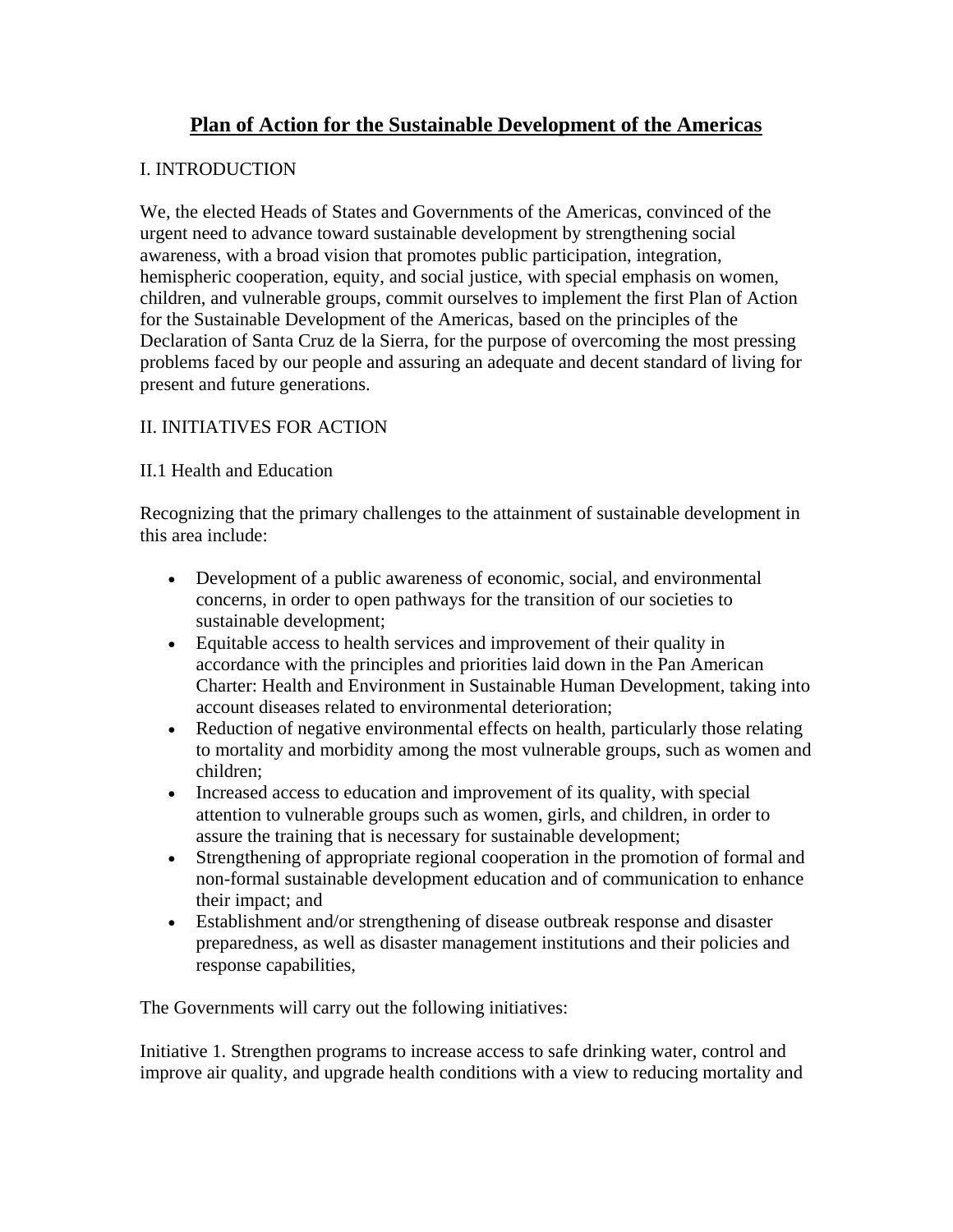# Plan of Action for the Sustainable Development of the Americas

## I. INTRODUCTION

We, the elected Heads of States and Governments of the Americas, convinced of the urgent need to advance toward sustainable development by strengthening social awareness, with a broad vision that promotes public participation, integration, hemispheric cooperation, equity, and social justice, with special emphasis on women, children, and vulnerable groups, commit ourselves to implement the first Plan of Action for the Sustainable Development of the Americas, based on the principles of the Declaration of Santa Cruz de la Sierra, for the purpose of overcoming the most pressing problems faced by our people and assuring an adequate and decent standard of living for present and future generations.

## II. INITIATIVES FOR ACTION

### II.1 Health and Education

Recognizing that the primary challenges to the attainment of sustainable development in this area include:

- Development of a public awareness of economic, social, and environmental concerns, in order to open pathways for the transition of our societies to sustainable development;
- Equitable access to health services and improvement of their quality in accordance with the principles and priorities laid down in the Pan American Charter: Health and Environment in Sustainable Human Development, taking into account diseases related to environmental deterioration;
- Reduction of negative environmental effects on health, particularly those relating to mortality and morbidity among the most vulnerable groups, such as women and children;
- Increased access to education and improvement of its quality, with special attention to vulnerable groups such as women, girls, and children, in order to assure the training that is necessary for sustainable development;
- Strengthening of appropriate regional cooperation in the promotion of formal and non-formal sustainable development education and of communication to enhance their impact; and
- Establishment and/or strengthening of disease outbreak response and disaster preparedness, as well as disaster management institutions and their policies and response capabilities,

The Governments will carry out the following initiatives:

Initiative 1. Strengthen programs to increase access to safe drinking water, control and improve air quality, and upgrade health conditions with a view to reducing mortality and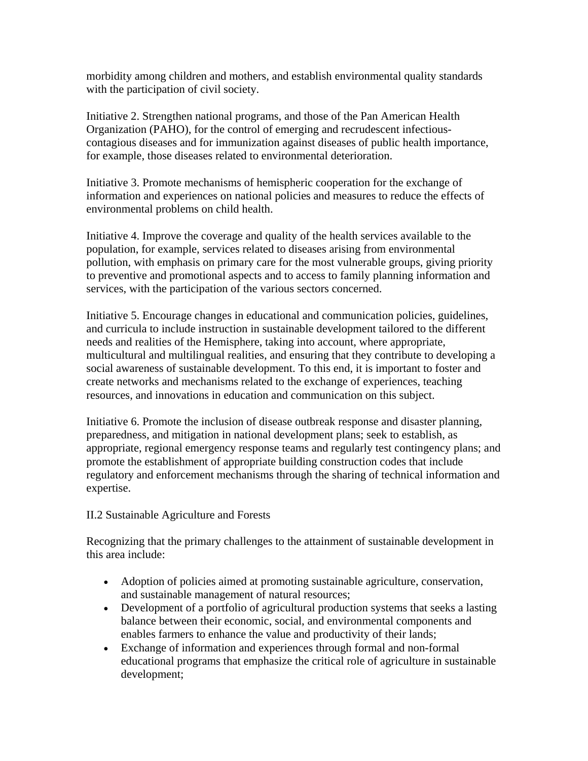morbidity among children and mothers, and establish environmental quality standards with the participation of civil society.

Initiative 2. Strengthen national programs, and those of the Pan American Health Organization (PAHO), for the control of emerging and recrudescent infectious-contagious diseases and for immunization against diseases of public health importance, for example, those diseases related to environmental deterioration.

Initiative 3. Promote mechanisms of hemispheric cooperation for the exchange of information and experiences on national policies and measures to reduce the effects of environmental problems on child health.

Initiative 4. Improve the coverage and quality of the health services available to the population, for example, services related to diseases arising from environmental pollution, with emphasis on primary care for the most vulnerable groups, giving priority to preventive and promotional aspects and to access to family planning information and services, with the participation of the various sectors concerned.

Initiative 5. Encourage changes in educational and communication policies, guidelines, and curricula to include instruction in sustainable development tailored to the different needs and realities of the Hemisphere, taking into account, where appropriate, multicultural and multilingual realities, and ensuring that they contribute to developing a social awareness of sustainable development. To this end, it is important to foster and create networks and mechanisms related to the exchange of experiences, teaching resources, and innovations in education and communication on this subject.

Initiative 6. Promote the inclusion of disease outbreak response and disaster planning, preparedness, and mitigation in national development plans; seek to establish, as appropriate, regional emergency response teams and regularly test contingency plans; and promote the establishment of appropriate building construction codes that include regulatory and enforcement mechanisms through the sharing of technical information and expertise.

II.2 Sustainable Agriculture and Forests

Recognizing that the primary challenges to the attainment of sustainable development in this area include:

- Adoption of policies aimed at promoting sustainable agriculture, conservation, and sustainable management of natural resources;
- Development of a portfolio of agricultural production systems that seeks a lasting balance between their economic, social, and environmental components and enables farmers to enhance the value and productivity of their lands;
- Exchange of information and experiences through formal and non-formal educational programs that emphasize the critical role of agriculture in sustainable development;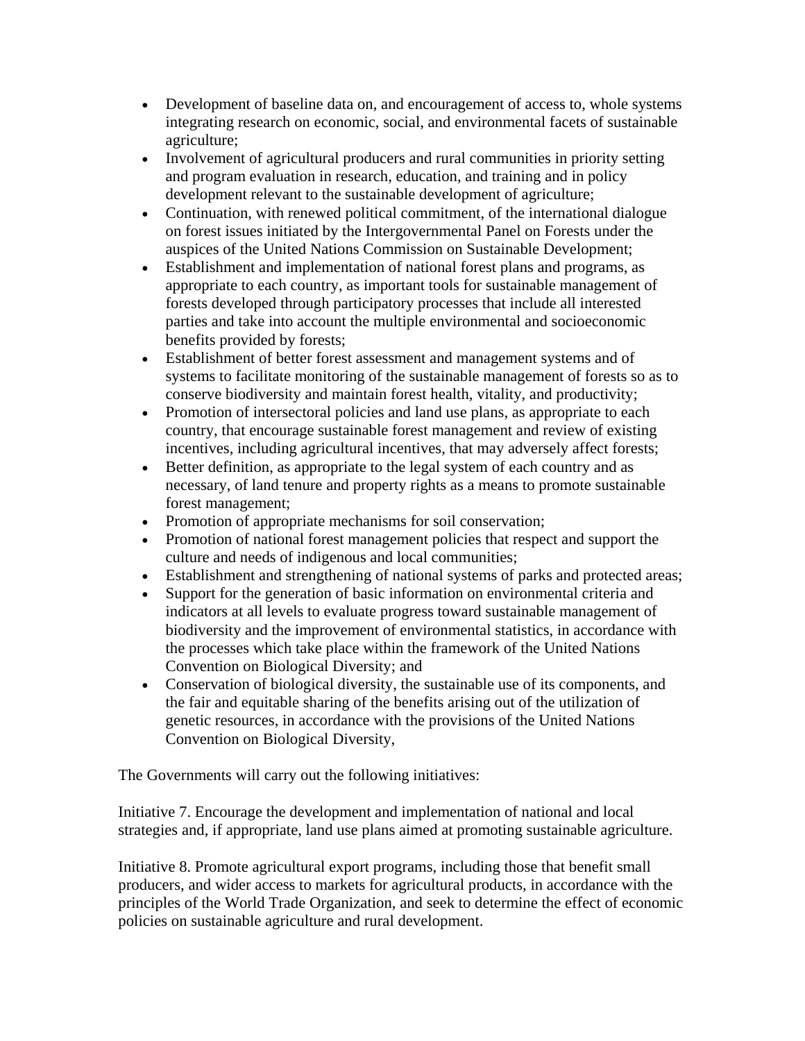- Development of baseline data on, and encouragement of access to, whole systems integrating research on economic, social, and environmental facets of sustainable agriculture;
- Involvement of agricultural producers and rural communities in priority setting and program evaluation in research, education, and training and in policy development relevant to the sustainable development of agriculture;
- Continuation, with renewed political commitment, of the international dialogue on forest issues initiated by the Intergovernmental Panel on Forests under the auspices of the United Nations Commission on Sustainable Development;
- Establishment and implementation of national forest plans and programs, as appropriate to each country, as important tools for sustainable management of forests developed through participatory processes that include all interested parties and take into account the multiple environmental and socioeconomic benefits provided by forests;
- Establishment of better forest assessment and management systems and of systems to facilitate monitoring of the sustainable management of forests so as to conserve biodiversity and maintain forest health, vitality, and productivity;
- Promotion of intersectoral policies and land use plans, as appropriate to each country, that encourage sustainable forest management and review of existing incentives, including agricultural incentives, that may adversely affect forests;
- Better definition, as appropriate to the legal system of each country and as necessary, of land tenure and property rights as a means to promote sustainable forest management;
- Promotion of appropriate mechanisms for soil conservation;
- Promotion of national forest management policies that respect and support the culture and needs of indigenous and local communities;
- Establishment and strengthening of national systems of parks and protected areas;
- Support for the generation of basic information on environmental criteria and indicators at all levels to evaluate progress toward sustainable management of biodiversity and the improvement of environmental statistics, in accordance with the processes which take place within the framework of the United Nations Convention on Biological Diversity; and
- Conservation of biological diversity, the sustainable use of its components, and the fair and equitable sharing of the benefits arising out of the utilization of genetic resources, in accordance with the provisions of the United Nations Convention on Biological Diversity,

The Governments will carry out the following initiatives:

Initiative 7. Encourage the development and implementation of national and local strategies and, if appropriate, land use plans aimed at promoting sustainable agriculture.

Initiative 8. Promote agricultural export programs, including those that benefit small producers, and wider access to markets for agricultural products, in accordance with the principles of the World Trade Organization, and seek to determine the effect of economic policies on sustainable agriculture and rural development.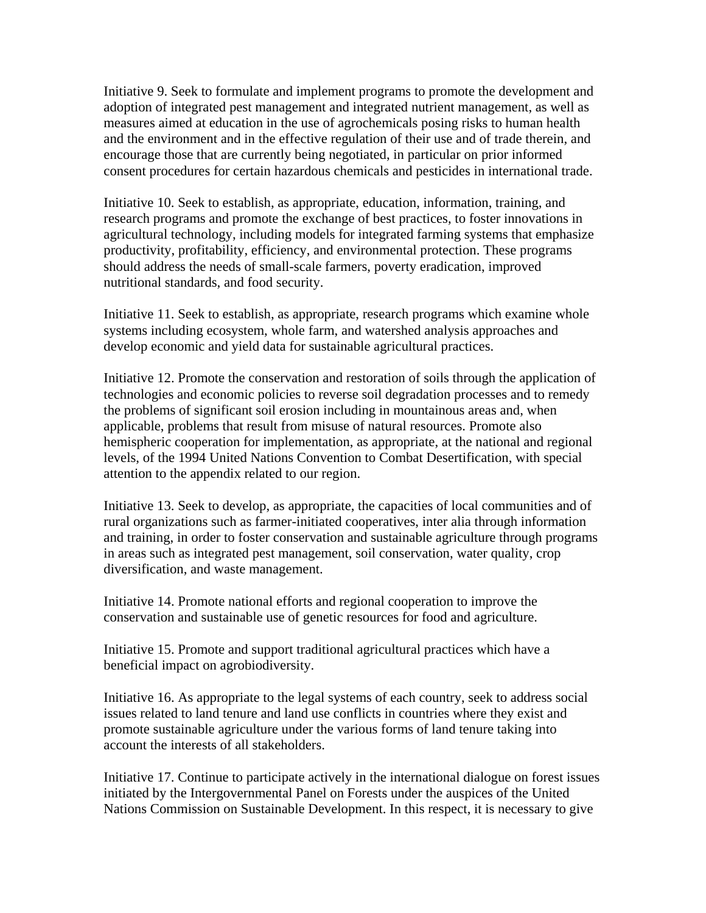Initiative 9. Seek to formulate and implement programs to promote the development and adoption of integrated pest management and integrated nutrient management, as well as measures aimed at education in the use of agrochemicals posing risks to human health and the environment and in the effective regulation of their use and of trade therein, and encourage those that are currently being negotiated, in particular on prior informed consent procedures for certain hazardous chemicals and pesticides in international trade.

Initiative 10. Seek to establish, as appropriate, education, information, training, and research programs and promote the exchange of best practices, to foster innovations in agricultural technology, including models for integrated farming systems that emphasize productivity, profitability, efficiency, and environmental protection. These programs should address the needs of small-scale farmers, poverty eradication, improved nutritional standards, and food security.

Initiative 11. Seek to establish, as appropriate, research programs which examine whole systems including ecosystem, whole farm, and watershed analysis approaches and develop economic and yield data for sustainable agricultural practices.

Initiative 12. Promote the conservation and restoration of soils through the application of technologies and economic policies to reverse soil degradation processes and to remedy the problems of significant soil erosion including in mountainous areas and, when applicable, problems that result from misuse of natural resources. Promote also hemispheric cooperation for implementation, as appropriate, at the national and regional levels, of the 1994 United Nations Convention to Combat Desertification, with special attention to the appendix related to our region.

Initiative 13. Seek to develop, as appropriate, the capacities of local communities and of rural organizations such as farmer-initiated cooperatives, inter alia through information and training, in order to foster conservation and sustainable agriculture through programs in areas such as integrated pest management, soil conservation, water quality, crop diversification, and waste management.

Initiative 14. Promote national efforts and regional cooperation to improve the conservation and sustainable use of genetic resources for food and agriculture.

Initiative 15. Promote and support traditional agricultural practices which have a beneficial impact on agrobiodiversity.

Initiative 16. As appropriate to the legal systems of each country, seek to address social issues related to land tenure and land use conflicts in countries where they exist and promote sustainable agriculture under the various forms of land tenure taking into account the interests of all stakeholders.

Initiative 17. Continue to participate actively in the international dialogue on forest issues initiated by the Intergovernmental Panel on Forests under the auspices of the United Nations Commission on Sustainable Development. In this respect, it is necessary to give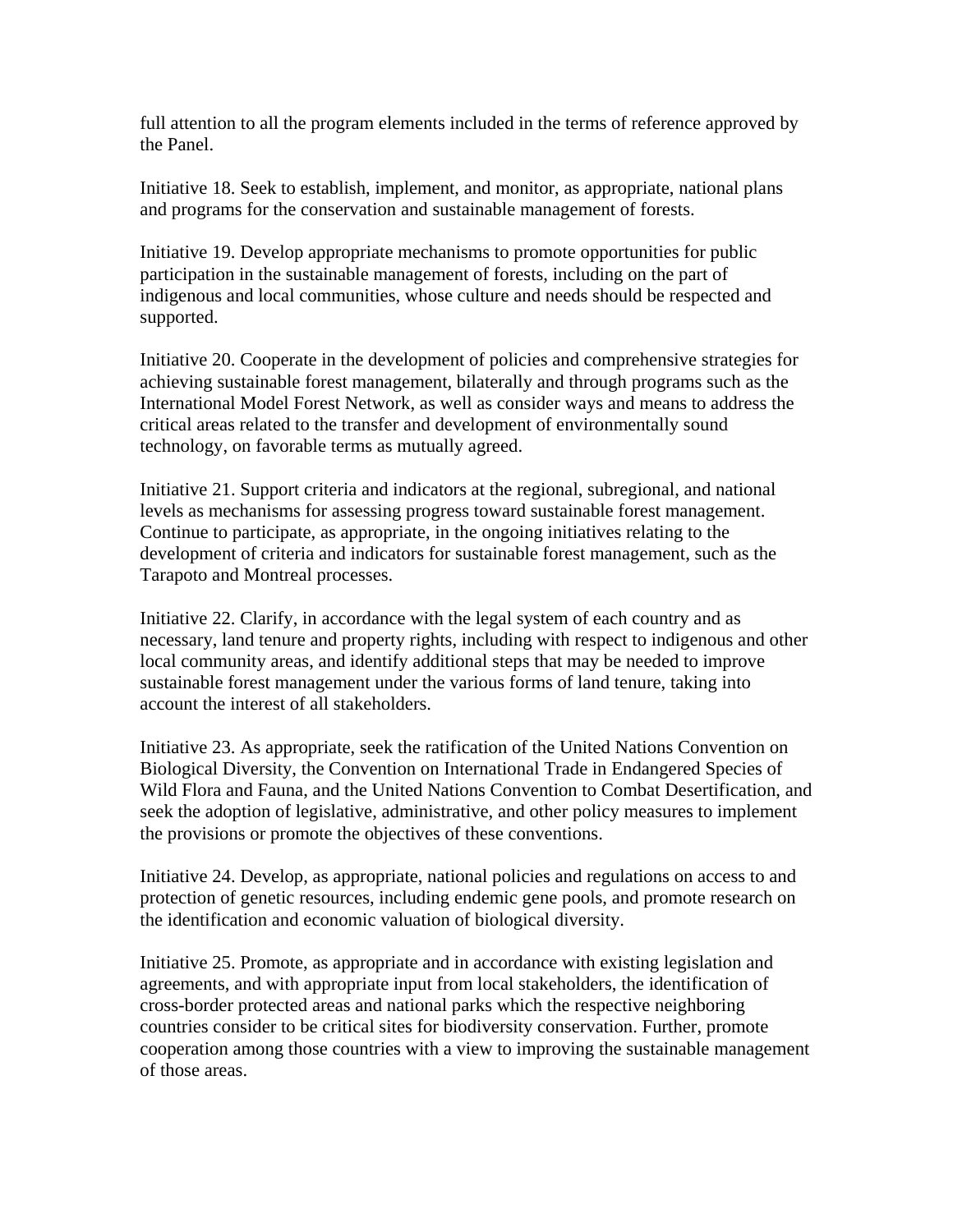full attention to all the program elements included in the terms of reference approved by the Panel.

Initiative 18. Seek to establish, implement, and monitor, as appropriate, national plans and programs for the conservation and sustainable management of forests.

Initiative 19. Develop appropriate mechanisms to promote opportunities for public participation in the sustainable management of forests, including on the part of indigenous and local communities, whose culture and needs should be respected and supported.

Initiative 20. Cooperate in the development of policies and comprehensive strategies for achieving sustainable forest management, bilaterally and through programs such as the International Model Forest Network, as well as consider ways and means to address the critical areas related to the transfer and development of environmentally sound technology, on favorable terms as mutually agreed.

Initiative 21. Support criteria and indicators at the regional, subregional, and national levels as mechanisms for assessing progress toward sustainable forest management. Continue to participate, as appropriate, in the ongoing initiatives relating to the development of criteria and indicators for sustainable forest management, such as the Tarapoto and Montreal processes.

Initiative 22. Clarify, in accordance with the legal system of each country and as necessary, land tenure and property rights, including with respect to indigenous and other local community areas, and identify additional steps that may be needed to improve sustainable forest management under the various forms of land tenure, taking into account the interest of all stakeholders.

Initiative 23. As appropriate, seek the ratification of the United Nations Convention on Biological Diversity, the Convention on International Trade in Endangered Species of Wild Flora and Fauna, and the United Nations Convention to Combat Desertification, and seek the adoption of legislative, administrative, and other policy measures to implement the provisions or promote the objectives of these conventions.

Initiative 24. Develop, as appropriate, national policies and regulations on access to and protection of genetic resources, including endemic gene pools, and promote research on the identification and economic valuation of biological diversity.

Initiative 25. Promote, as appropriate and in accordance with existing legislation and agreements, and with appropriate input from local stakeholders, the identification of cross-border protected areas and national parks which the respective neighboring countries consider to be critical sites for biodiversity conservation. Further, promote cooperation among those countries with a view to improving the sustainable management of those areas.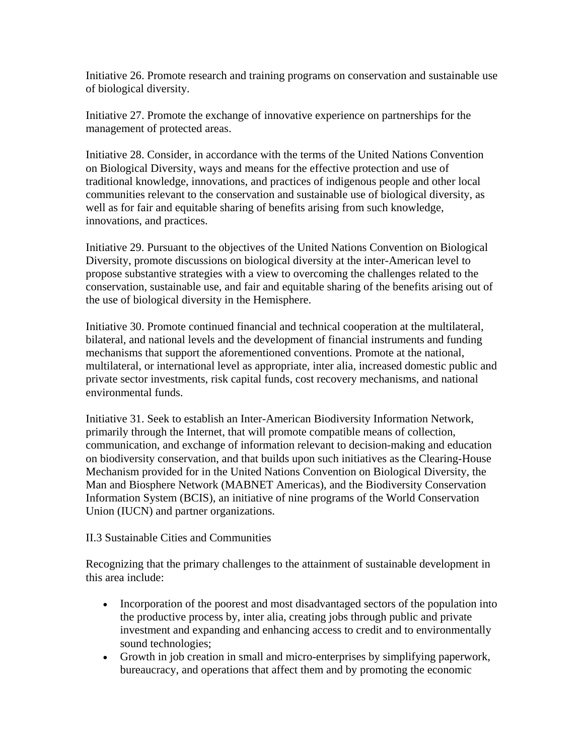Initiative 26. Promote research and training programs on conservation and sustainable use of biological diversity.

Initiative 27. Promote the exchange of innovative experience on partnerships for the management of protected areas.

Initiative 28. Consider, in accordance with the terms of the United Nations Convention on Biological Diversity, ways and means for the effective protection and use of traditional knowledge, innovations, and practices of indigenous people and other local communities relevant to the conservation and sustainable use of biological diversity, as well as for fair and equitable sharing of benefits arising from such knowledge, innovations, and practices.

Initiative 29. Pursuant to the objectives of the United Nations Convention on Biological Diversity, promote discussions on biological diversity at the inter-American level to propose substantive strategies with a view to overcoming the challenges related to the conservation, sustainable use, and fair and equitable sharing of the benefits arising out of the use of biological diversity in the Hemisphere.

Initiative 30. Promote continued financial and technical cooperation at the multilateral, bilateral, and national levels and the development of financial instruments and funding mechanisms that support the aforementioned conventions. Promote at the national, multilateral, or international level as appropriate, inter alia, increased domestic public and private sector investments, risk capital funds, cost recovery mechanisms, and national environmental funds.

Initiative 31. Seek to establish an Inter-American Biodiversity Information Network, primarily through the Internet, that will promote compatible means of collection, communication, and exchange of information relevant to decision-making and education on biodiversity conservation, and that builds upon such initiatives as the Clearing-House Mechanism provided for in the United Nations Convention on Biological Diversity, the Man and Biosphere Network (MABNET Americas), and the Biodiversity Conservation Information System (BCIS), an initiative of nine programs of the World Conservation Union (IUCN) and partner organizations.

## II.3 Sustainable Cities and Communities

Recognizing that the primary challenges to the attainment of sustainable development in this area include:

- Incorporation of the poorest and most disadvantaged sectors of the population into the productive process by, inter alia, creating jobs through public and private investment and expanding and enhancing access to credit and to environmentally sound technologies;
- Growth in job creation in small and micro-enterprises by simplifying paperwork, bureaucracy, and operations that affect them and by promoting the economic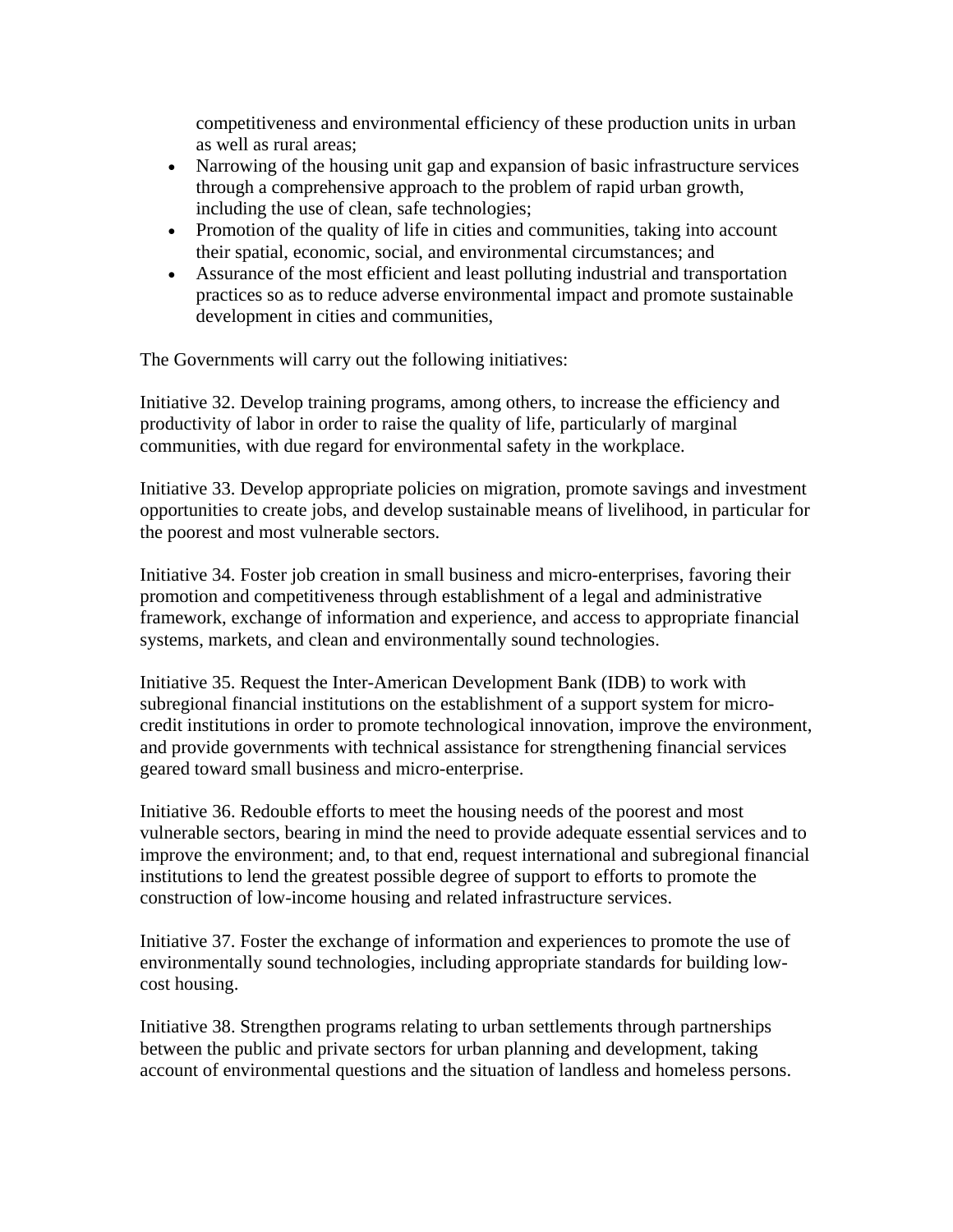competitiveness and environmental efficiency of these production units in urban as well as rural areas;

- Narrowing of the housing unit gap and expansion of basic infrastructure services through a comprehensive approach to the problem of rapid urban growth, including the use of clean, safe technologies;
- Promotion of the quality of life in cities and communities, taking into account their spatial, economic, social, and environmental circumstances; and
- Assurance of the most efficient and least polluting industrial and transportation practices so as to reduce adverse environmental impact and promote sustainable development in cities and communities,

The Governments will carry out the following initiatives:

Initiative 32. Develop training programs, among others, to increase the efficiency and productivity of labor in order to raise the quality of life, particularly of marginal communities, with due regard for environmental safety in the workplace.

Initiative 33. Develop appropriate policies on migration, promote savings and investment opportunities to create jobs, and develop sustainable means of livelihood, in particular for the poorest and most vulnerable sectors.

Initiative 34. Foster job creation in small business and micro-enterprises, favoring their promotion and competitiveness through establishment of a legal and administrative framework, exchange of information and experience, and access to appropriate financial systems, markets, and clean and environmentally sound technologies.

Initiative 35. Request the Inter-American Development Bank (IDB) to work with subregional financial institutions on the establishment of a support system for micro-credit institutions in order to promote technological innovation, improve the environment, and provide governments with technical assistance for strengthening financial services geared toward small business and micro-enterprise.

Initiative 36. Redouble efforts to meet the housing needs of the poorest and most vulnerable sectors, bearing in mind the need to provide adequate essential services and to improve the environment; and, to that end, request international and subregional financial institutions to lend the greatest possible degree of support to efforts to promote the construction of low-income housing and related infrastructure services.

Initiative 37. Foster the exchange of information and experiences to promote the use of environmentally sound technologies, including appropriate standards for building low-cost housing.

Initiative 38. Strengthen programs relating to urban settlements through partnerships between the public and private sectors for urban planning and development, taking account of environmental questions and the situation of landless and homeless persons.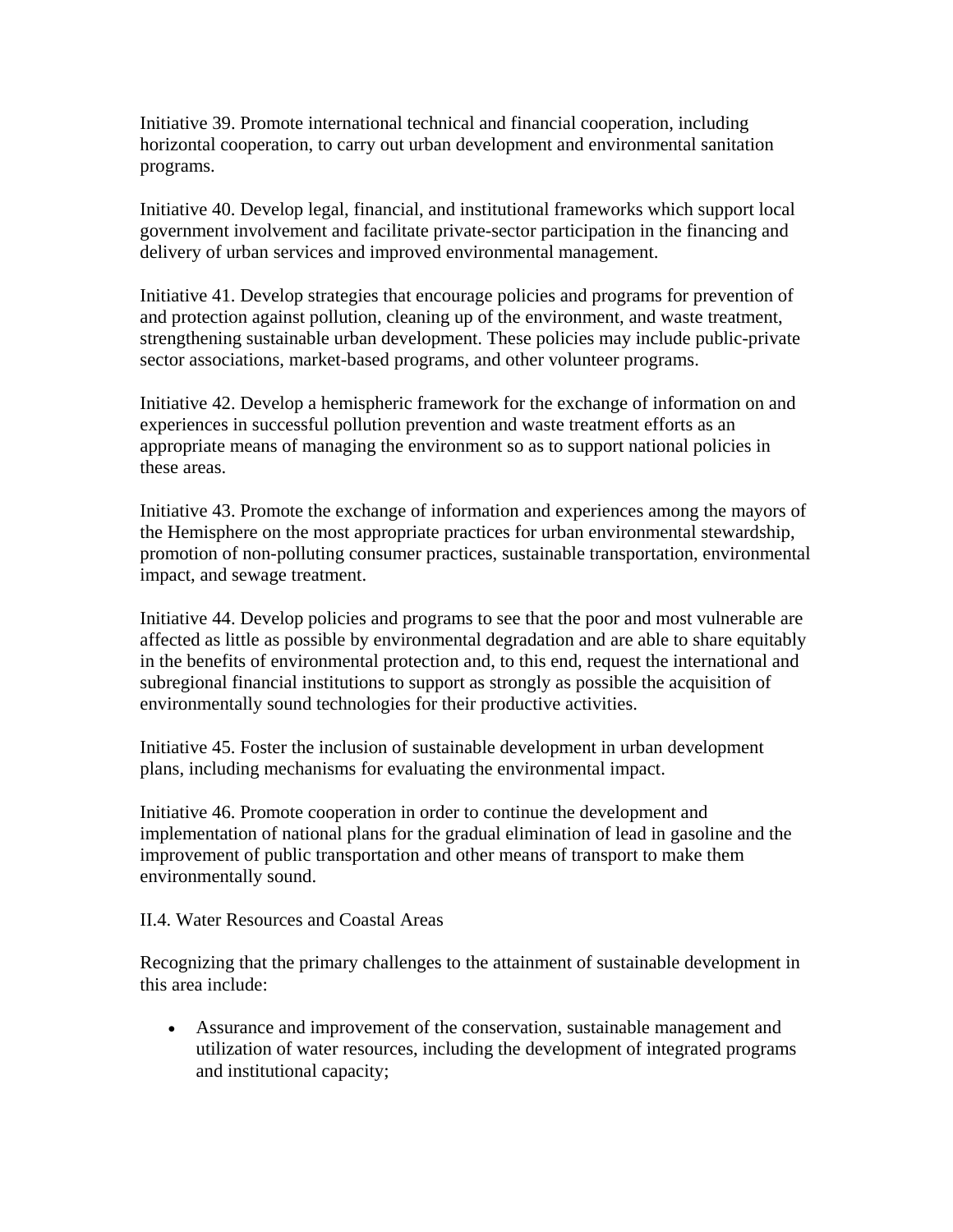Initiative 39. Promote international technical and financial cooperation, including horizontal cooperation, to carry out urban development and environmental sanitation programs.

Initiative 40. Develop legal, financial, and institutional frameworks which support local government involvement and facilitate private-sector participation in the financing and delivery of urban services and improved environmental management.

Initiative 41. Develop strategies that encourage policies and programs for prevention of and protection against pollution, cleaning up of the environment, and waste treatment, strengthening sustainable urban development. These policies may include public-private sector associations, market-based programs, and other volunteer programs.

Initiative 42. Develop a hemispheric framework for the exchange of information on and experiences in successful pollution prevention and waste treatment efforts as an appropriate means of managing the environment so as to support national policies in these areas.

Initiative 43. Promote the exchange of information and experiences among the mayors of the Hemisphere on the most appropriate practices for urban environmental stewardship, promotion of non-polluting consumer practices, sustainable transportation, environmental impact, and sewage treatment.

Initiative 44. Develop policies and programs to see that the poor and most vulnerable are affected as little as possible by environmental degradation and are able to share equitably in the benefits of environmental protection and, to this end, request the international and subregional financial institutions to support as strongly as possible the acquisition of environmentally sound technologies for their productive activities.

Initiative 45. Foster the inclusion of sustainable development in urban development plans, including mechanisms for evaluating the environmental impact.

Initiative 46. Promote cooperation in order to continue the development and implementation of national plans for the gradual elimination of lead in gasoline and the improvement of public transportation and other means of transport to make them environmentally sound.

II.4. Water Resources and Coastal Areas

Recognizing that the primary challenges to the attainment of sustainable development in this area include:

- Assurance and improvement of the conservation, sustainable management and utilization of water resources, including the development of integrated programs and institutional capacity;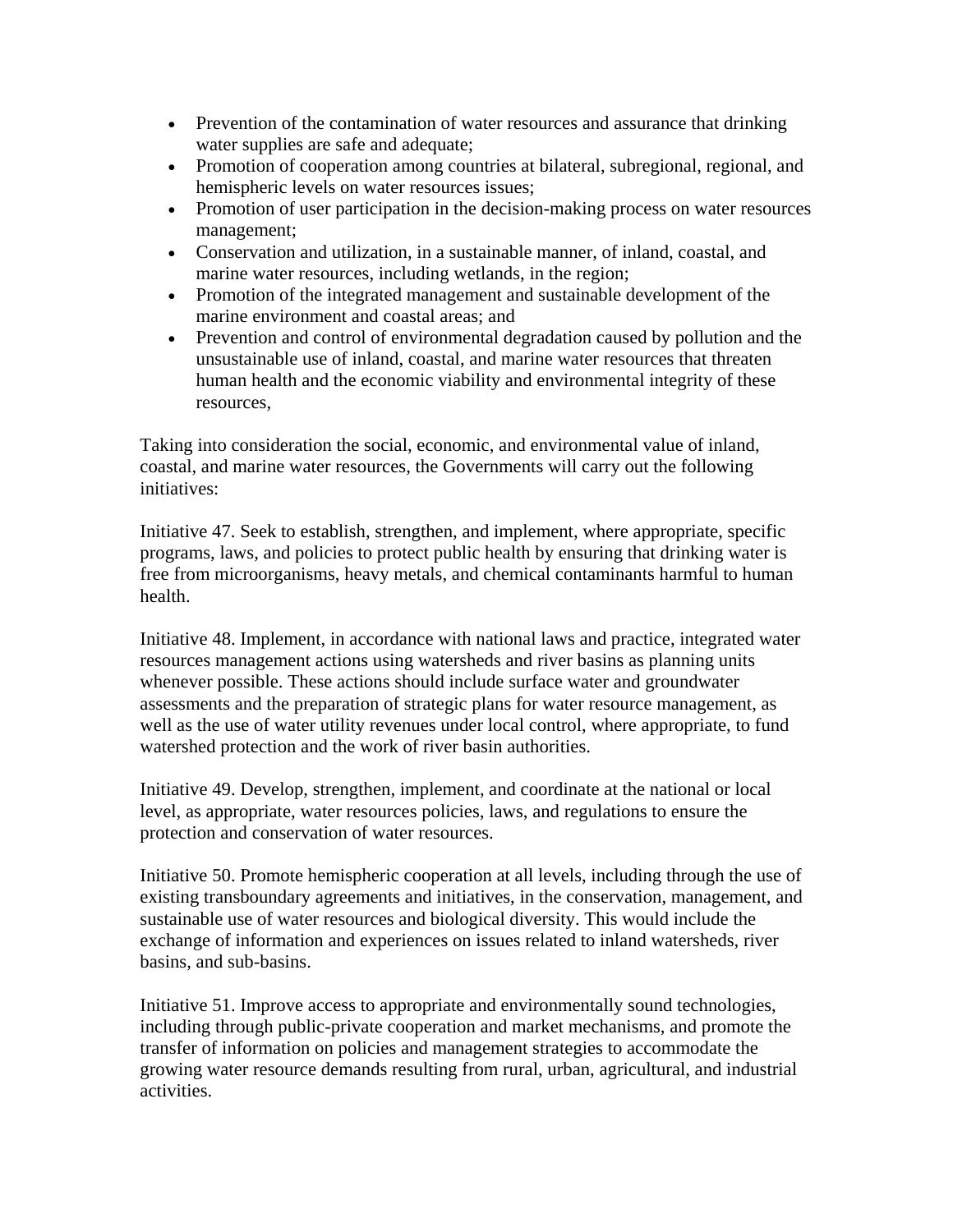- Prevention of the contamination of water resources and assurance that drinking water supplies are safe and adequate;
- Promotion of cooperation among countries at bilateral, subregional, regional, and hemispheric levels on water resources issues;
- Promotion of user participation in the decision-making process on water resources management;
- Conservation and utilization, in a sustainable manner, of inland, coastal, and marine water resources, including wetlands, in the region;
- Promotion of the integrated management and sustainable development of the marine environment and coastal areas; and
- Prevention and control of environmental degradation caused by pollution and the unsustainable use of inland, coastal, and marine water resources that threaten human health and the economic viability and environmental integrity of these resources,

Taking into consideration the social, economic, and environmental value of inland, coastal, and marine water resources, the Governments will carry out the following initiatives:

Initiative 47. Seek to establish, strengthen, and implement, where appropriate, specific programs, laws, and policies to protect public health by ensuring that drinking water is free from microorganisms, heavy metals, and chemical contaminants harmful to human health.

Initiative 48. Implement, in accordance with national laws and practice, integrated water resources management actions using watersheds and river basins as planning units whenever possible. These actions should include surface water and groundwater assessments and the preparation of strategic plans for water resource management, as well as the use of water utility revenues under local control, where appropriate, to fund watershed protection and the work of river basin authorities.

Initiative 49. Develop, strengthen, implement, and coordinate at the national or local level, as appropriate, water resources policies, laws, and regulations to ensure the protection and conservation of water resources.

Initiative 50. Promote hemispheric cooperation at all levels, including through the use of existing transboundary agreements and initiatives, in the conservation, management, and sustainable use of water resources and biological diversity. This would include the exchange of information and experiences on issues related to inland watersheds, river basins, and sub-basins.

Initiative 51. Improve access to appropriate and environmentally sound technologies, including through public-private cooperation and market mechanisms, and promote the transfer of information on policies and management strategies to accommodate the growing water resource demands resulting from rural, urban, agricultural, and industrial activities.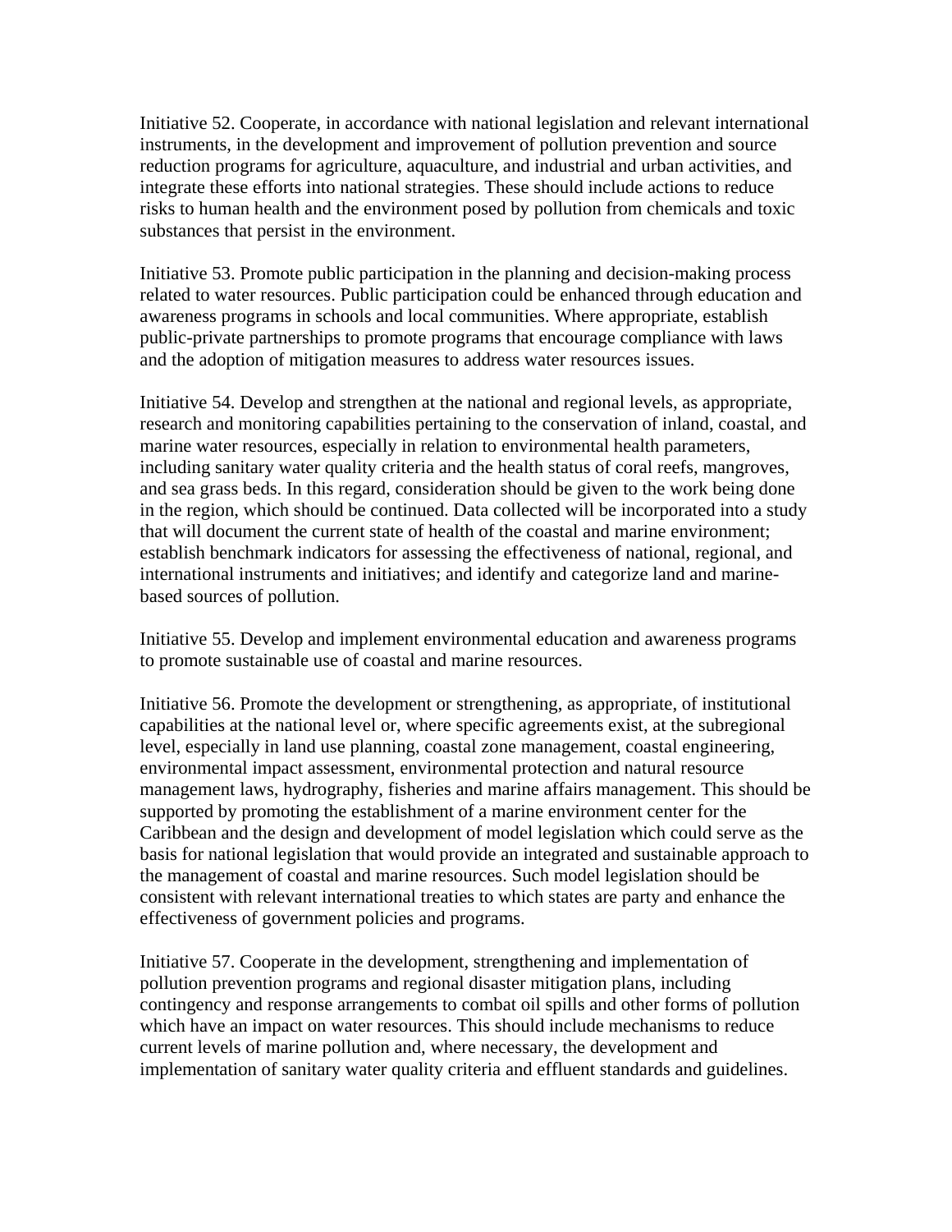Initiative 52. Cooperate, in accordance with national legislation and relevant international instruments, in the development and improvement of pollution prevention and source reduction programs for agriculture, aquaculture, and industrial and urban activities, and integrate these efforts into national strategies. These should include actions to reduce risks to human health and the environment posed by pollution from chemicals and toxic substances that persist in the environment.

Initiative 53. Promote public participation in the planning and decision-making process related to water resources. Public participation could be enhanced through education and awareness programs in schools and local communities. Where appropriate, establish public-private partnerships to promote programs that encourage compliance with laws and the adoption of mitigation measures to address water resources issues.

Initiative 54. Develop and strengthen at the national and regional levels, as appropriate, research and monitoring capabilities pertaining to the conservation of inland, coastal, and marine water resources, especially in relation to environmental health parameters, including sanitary water quality criteria and the health status of coral reefs, mangroves, and sea grass beds. In this regard, consideration should be given to the work being done in the region, which should be continued. Data collected will be incorporated into a study that will document the current state of health of the coastal and marine environment; establish benchmark indicators for assessing the effectiveness of national, regional, and international instruments and initiatives; and identify and categorize land and marine-based sources of pollution.

Initiative 55. Develop and implement environmental education and awareness programs to promote sustainable use of coastal and marine resources.

Initiative 56. Promote the development or strengthening, as appropriate, of institutional capabilities at the national level or, where specific agreements exist, at the subregional level, especially in land use planning, coastal zone management, coastal engineering, environmental impact assessment, environmental protection and natural resource management laws, hydrography, fisheries and marine affairs management. This should be supported by promoting the establishment of a marine environment center for the Caribbean and the design and development of model legislation which could serve as the basis for national legislation that would provide an integrated and sustainable approach to the management of coastal and marine resources. Such model legislation should be consistent with relevant international treaties to which states are party and enhance the effectiveness of government policies and programs.

Initiative 57. Cooperate in the development, strengthening and implementation of pollution prevention programs and regional disaster mitigation plans, including contingency and response arrangements to combat oil spills and other forms of pollution which have an impact on water resources. This should include mechanisms to reduce current levels of marine pollution and, where necessary, the development and implementation of sanitary water quality criteria and effluent standards and guidelines.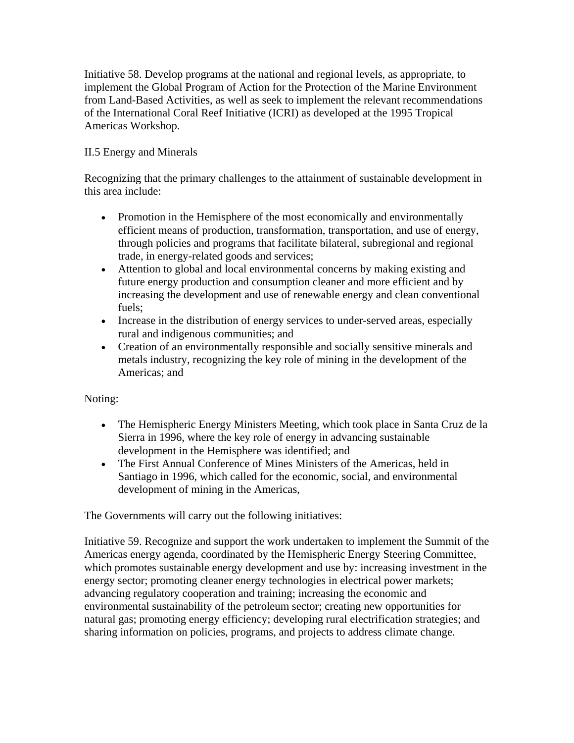Initiative 58. Develop programs at the national and regional levels, as appropriate, to implement the Global Program of Action for the Protection of the Marine Environment from Land-Based Activities, as well as seek to implement the relevant recommendations of the International Coral Reef Initiative (ICRI) as developed at the 1995 Tropical Americas Workshop.

## II.5 Energy and Minerals

Recognizing that the primary challenges to the attainment of sustainable development in this area include:

- Promotion in the Hemisphere of the most economically and environmentally efficient means of production, transformation, transportation, and use of energy, through policies and programs that facilitate bilateral, subregional and regional trade, in energy-related goods and services;
- Attention to global and local environmental concerns by making existing and future energy production and consumption cleaner and more efficient and by increasing the development and use of renewable energy and clean conventional fuels;
- Increase in the distribution of energy services to under-served areas, especially rural and indigenous communities; and
- Creation of an environmentally responsible and socially sensitive minerals and metals industry, recognizing the key role of mining in the development of the Americas; and

Noting:

- The Hemispheric Energy Ministers Meeting, which took place in Santa Cruz de la Sierra in 1996, where the key role of energy in advancing sustainable development in the Hemisphere was identified; and
- The First Annual Conference of Mines Ministers of the Americas, held in Santiago in 1996, which called for the economic, social, and environmental development of mining in the Americas,

The Governments will carry out the following initiatives:

Initiative 59. Recognize and support the work undertaken to implement the Summit of the Americas energy agenda, coordinated by the Hemispheric Energy Steering Committee, which promotes sustainable energy development and use by: increasing investment in the energy sector; promoting cleaner energy technologies in electrical power markets; advancing regulatory cooperation and training; increasing the economic and environmental sustainability of the petroleum sector; creating new opportunities for natural gas; promoting energy efficiency; developing rural electrification strategies; and sharing information on policies, programs, and projects to address climate change.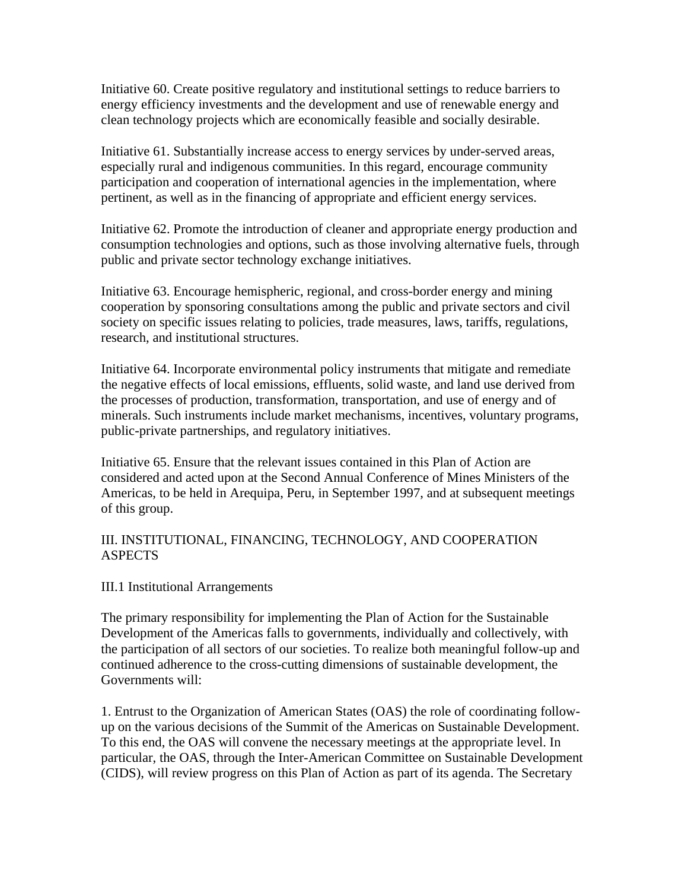Initiative 60. Create positive regulatory and institutional settings to reduce barriers to energy efficiency investments and the development and use of renewable energy and clean technology projects which are economically feasible and socially desirable.

Initiative 61. Substantially increase access to energy services by under-served areas, especially rural and indigenous communities. In this regard, encourage community participation and cooperation of international agencies in the implementation, where pertinent, as well as in the financing of appropriate and efficient energy services.

Initiative 62. Promote the introduction of cleaner and appropriate energy production and consumption technologies and options, such as those involving alternative fuels, through public and private sector technology exchange initiatives.

Initiative 63. Encourage hemispheric, regional, and cross-border energy and mining cooperation by sponsoring consultations among the public and private sectors and civil society on specific issues relating to policies, trade measures, laws, tariffs, regulations, research, and institutional structures.

Initiative 64. Incorporate environmental policy instruments that mitigate and remediate the negative effects of local emissions, effluents, solid waste, and land use derived from the processes of production, transformation, transportation, and use of energy and of minerals. Such instruments include market mechanisms, incentives, voluntary programs, public-private partnerships, and regulatory initiatives.

Initiative 65. Ensure that the relevant issues contained in this Plan of Action are considered and acted upon at the Second Annual Conference of Mines Ministers of the Americas, to be held in Arequipa, Peru, in September 1997, and at subsequent meetings of this group.

## III. INSTITUTIONAL, FINANCING, TECHNOLOGY, AND COOPERATION ASPECTS

### III.1 Institutional Arrangements

The primary responsibility for implementing the Plan of Action for the Sustainable Development of the Americas falls to governments, individually and collectively, with the participation of all sectors of our societies. To realize both meaningful follow-up and continued adherence to the cross-cutting dimensions of sustainable development, the Governments will:

1. Entrust to the Organization of American States (OAS) the role of coordinating follow-up on the various decisions of the Summit of the Americas on Sustainable Development. To this end, the OAS will convene the necessary meetings at the appropriate level. In particular, the OAS, through the Inter-American Committee on Sustainable Development (CIDS), will review progress on this Plan of Action as part of its agenda. The Secretary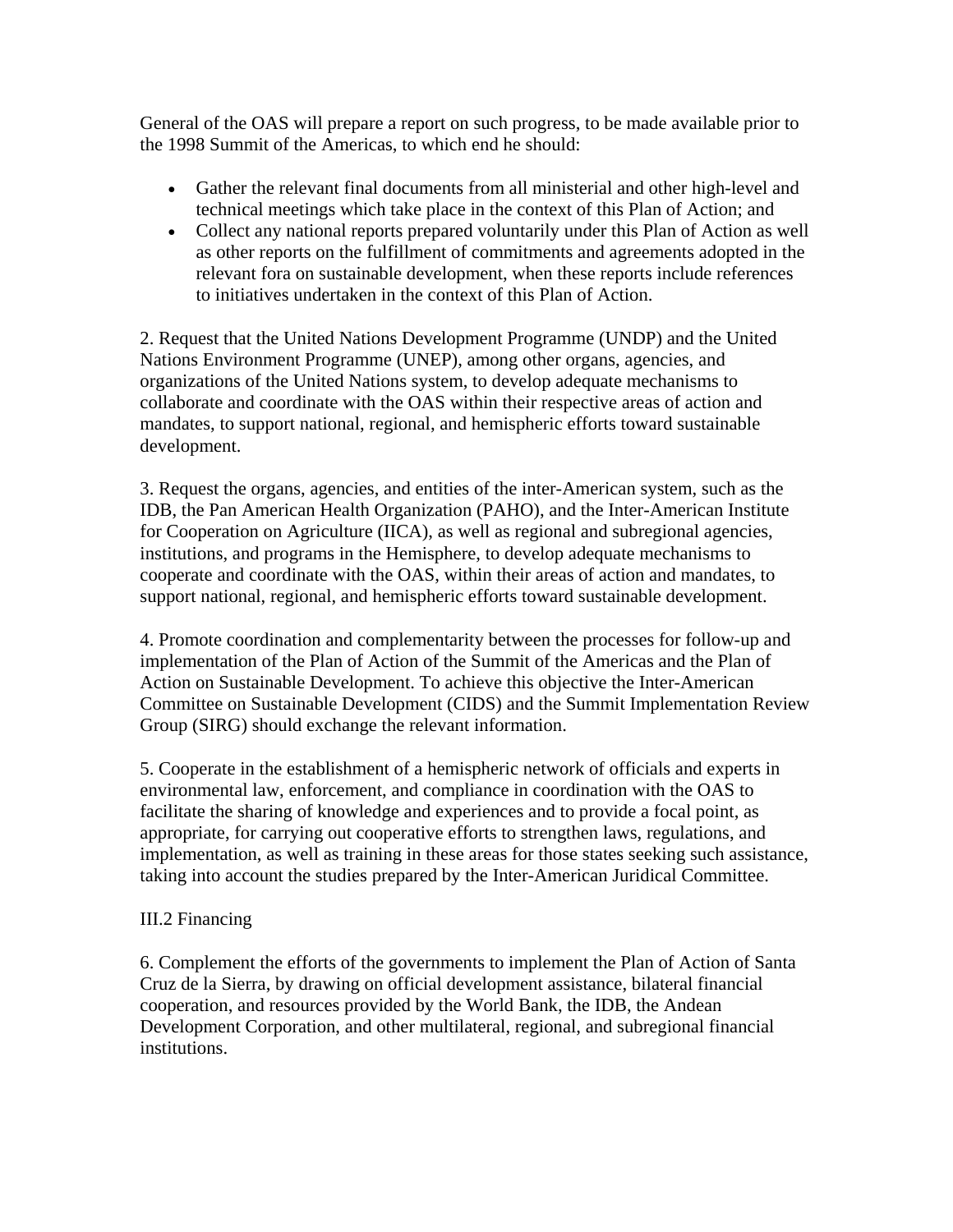General of the OAS will prepare a report on such progress, to be made available prior to the 1998 Summit of the Americas, to which end he should:

- Gather the relevant final documents from all ministerial and other high-level and technical meetings which take place in the context of this Plan of Action; and
- Collect any national reports prepared voluntarily under this Plan of Action as well as other reports on the fulfillment of commitments and agreements adopted in the relevant fora on sustainable development, when these reports include references to initiatives undertaken in the context of this Plan of Action.

2. Request that the United Nations Development Programme (UNDP) and the United Nations Environment Programme (UNEP), among other organs, agencies, and organizations of the United Nations system, to develop adequate mechanisms to collaborate and coordinate with the OAS within their respective areas of action and mandates, to support national, regional, and hemispheric efforts toward sustainable development.

3. Request the organs, agencies, and entities of the inter-American system, such as the IDB, the Pan American Health Organization (PAHO), and the Inter-American Institute for Cooperation on Agriculture (IICA), as well as regional and subregional agencies, institutions, and programs in the Hemisphere, to develop adequate mechanisms to cooperate and coordinate with the OAS, within their areas of action and mandates, to support national, regional, and hemispheric efforts toward sustainable development.

4. Promote coordination and complementarity between the processes for follow-up and implementation of the Plan of Action of the Summit of the Americas and the Plan of Action on Sustainable Development. To achieve this objective the Inter-American Committee on Sustainable Development (CIDS) and the Summit Implementation Review Group (SIRG) should exchange the relevant information.

5. Cooperate in the establishment of a hemispheric network of officials and experts in environmental law, enforcement, and compliance in coordination with the OAS to facilitate the sharing of knowledge and experiences and to provide a focal point, as appropriate, for carrying out cooperative efforts to strengthen laws, regulations, and implementation, as well as training in these areas for those states seeking such assistance, taking into account the studies prepared by the Inter-American Juridical Committee.

III.2 Financing

6. Complement the efforts of the governments to implement the Plan of Action of Santa Cruz de la Sierra, by drawing on official development assistance, bilateral financial cooperation, and resources provided by the World Bank, the IDB, the Andean Development Corporation, and other multilateral, regional, and subregional financial institutions.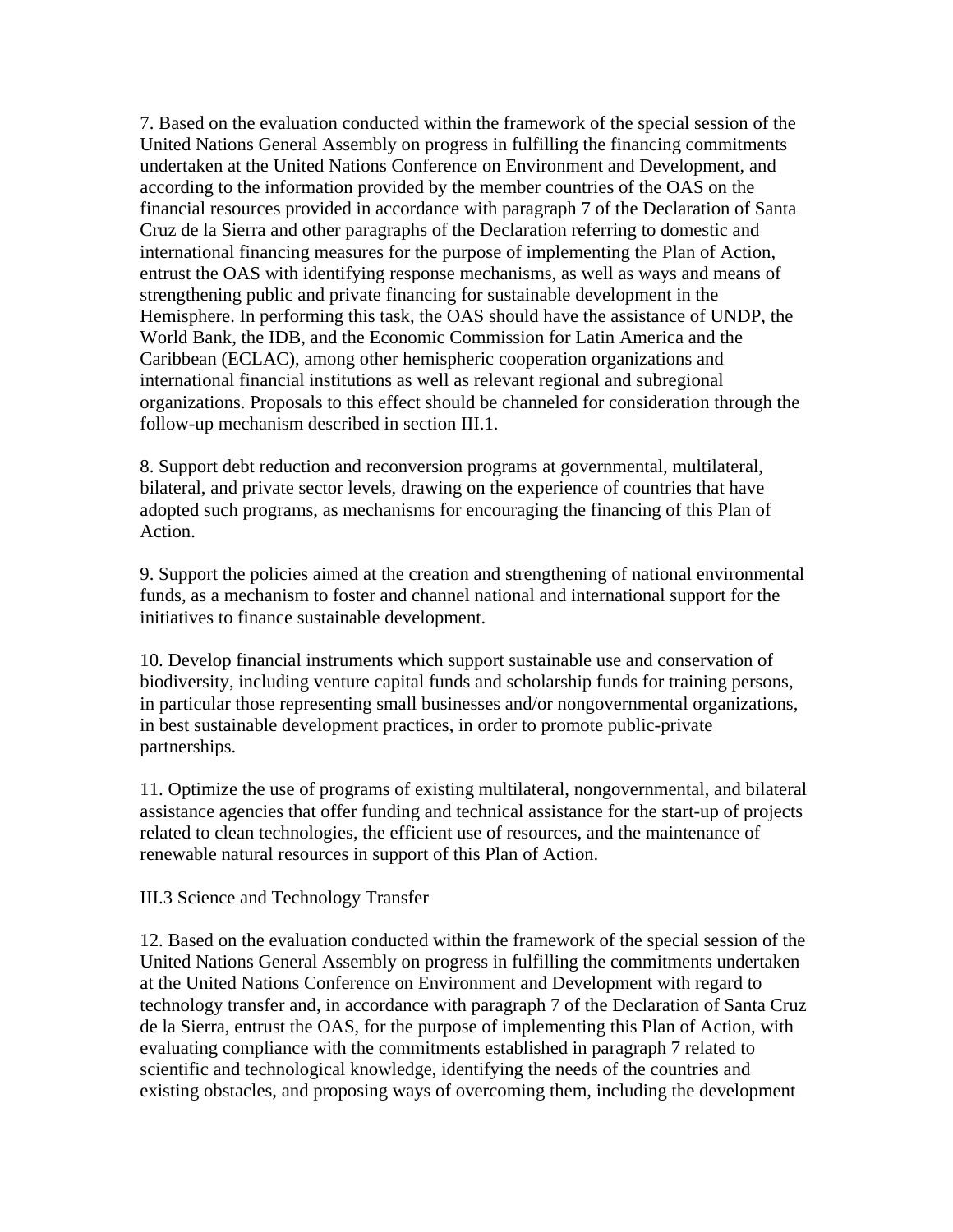7. Based on the evaluation conducted within the framework of the special session of the United Nations General Assembly on progress in fulfilling the financing commitments undertaken at the United Nations Conference on Environment and Development, and according to the information provided by the member countries of the OAS on the financial resources provided in accordance with paragraph 7 of the Declaration of Santa Cruz de la Sierra and other paragraphs of the Declaration referring to domestic and international financing measures for the purpose of implementing the Plan of Action, entrust the OAS with identifying response mechanisms, as well as ways and means of strengthening public and private financing for sustainable development in the Hemisphere. In performing this task, the OAS should have the assistance of UNDP, the World Bank, the IDB, and the Economic Commission for Latin America and the Caribbean (ECLAC), among other hemispheric cooperation organizations and international financial institutions as well as relevant regional and subregional organizations. Proposals to this effect should be channeled for consideration through the follow-up mechanism described in section III.1.

8. Support debt reduction and reconversion programs at governmental, multilateral, bilateral, and private sector levels, drawing on the experience of countries that have adopted such programs, as mechanisms for encouraging the financing of this Plan of Action.

9. Support the policies aimed at the creation and strengthening of national environmental funds, as a mechanism to foster and channel national and international support for the initiatives to finance sustainable development.

10. Develop financial instruments which support sustainable use and conservation of biodiversity, including venture capital funds and scholarship funds for training persons, in particular those representing small businesses and/or nongovernmental organizations, in best sustainable development practices, in order to promote public-private partnerships.

11. Optimize the use of programs of existing multilateral, nongovernmental, and bilateral assistance agencies that offer funding and technical assistance for the start-up of projects related to clean technologies, the efficient use of resources, and the maintenance of renewable natural resources in support of this Plan of Action.

### III.3 Science and Technology Transfer

12. Based on the evaluation conducted within the framework of the special session of the United Nations General Assembly on progress in fulfilling the commitments undertaken at the United Nations Conference on Environment and Development with regard to technology transfer and, in accordance with paragraph 7 of the Declaration of Santa Cruz de la Sierra, entrust the OAS, for the purpose of implementing this Plan of Action, with evaluating compliance with the commitments established in paragraph 7 related to scientific and technological knowledge, identifying the needs of the countries and existing obstacles, and proposing ways of overcoming them, including the development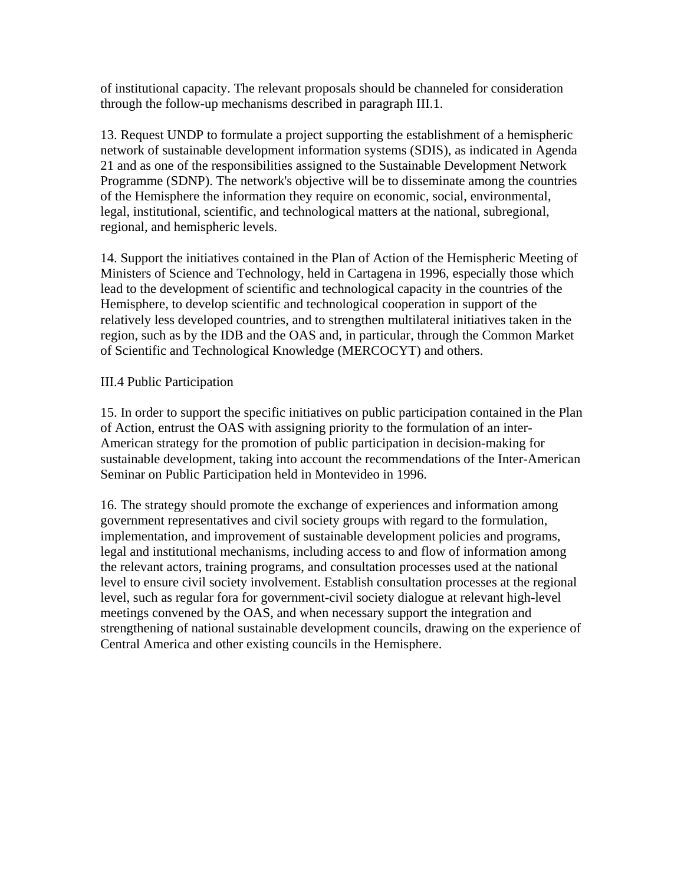of institutional capacity. The relevant proposals should be channeled for consideration through the follow-up mechanisms described in paragraph III.1.

13. Request UNDP to formulate a project supporting the establishment of a hemispheric network of sustainable development information systems (SDIS), as indicated in Agenda 21 and as one of the responsibilities assigned to the Sustainable Development Network Programme (SDNP). The network's objective will be to disseminate among the countries of the Hemisphere the information they require on economic, social, environmental, legal, institutional, scientific, and technological matters at the national, subregional, regional, and hemispheric levels.

14. Support the initiatives contained in the Plan of Action of the Hemispheric Meeting of Ministers of Science and Technology, held in Cartagena in 1996, especially those which lead to the development of scientific and technological capacity in the countries of the Hemisphere, to develop scientific and technological cooperation in support of the relatively less developed countries, and to strengthen multilateral initiatives taken in the region, such as by the IDB and the OAS and, in particular, through the Common Market of Scientific and Technological Knowledge (MERCOCYT) and others.

III.4 Public Participation

15. In order to support the specific initiatives on public participation contained in the Plan of Action, entrust the OAS with assigning priority to the formulation of an inter-American strategy for the promotion of public participation in decision-making for sustainable development, taking into account the recommendations of the Inter-American Seminar on Public Participation held in Montevideo in 1996.

16. The strategy should promote the exchange of experiences and information among government representatives and civil society groups with regard to the formulation, implementation, and improvement of sustainable development policies and programs, legal and institutional mechanisms, including access to and flow of information among the relevant actors, training programs, and consultation processes used at the national level to ensure civil society involvement. Establish consultation processes at the regional level, such as regular fora for government-civil society dialogue at relevant high-level meetings convened by the OAS, and when necessary support the integration and strengthening of national sustainable development councils, drawing on the experience of Central America and other existing councils in the Hemisphere.